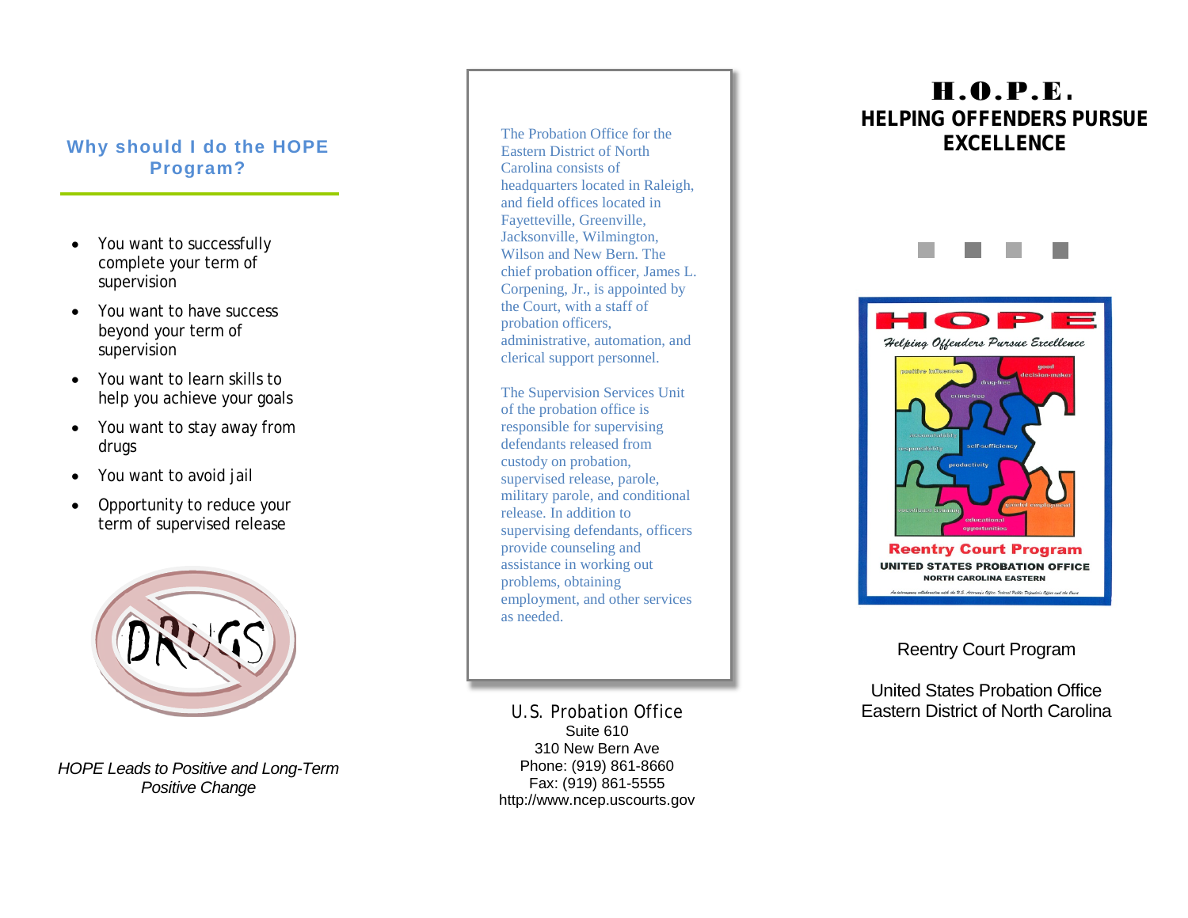## Why should I do the HOPE Program?

- You want to successfully complete your term of supervision
- You want to have success beyond your term of supervision
- You want to learn skills to help you achieve your goals
- You want to stay away from drugs
- You want to avoid jail
- Opportunity to reduce your term of supervised release

*HOPE Leads to Positive and Long-Term Positive Change*

The Probation Office for the Eastern District of North Carolina consists of headquarters located in Raleigh, and field offices located in Fayetteville, Greenville, Jacksonville, Wilmington, Wilson and New Bern. The chief probation officer, James L. Corpening, Jr., is appointed by the Court, with a staff of probation officers, administrative, automation, and clerical support personnel.

The Supervision Services Unit of the probation office is responsible for supervising defendants released from custody on probation, supervised release, parole, military parole, and conditional release. In addition to supervising defendants, officers provide counseling and assistance in working out problems, obtaining employment, and other services as needed.

U.S. Probation Office
Suite 610
310 New Bern Ave
Phone: (919) 861-8660
Fax: (919) 861-5555
http://www.ncep.uscourts.gov

# H.O.P.E.
## HELPING OFFENDERS PURSUE EXCELLENCE

Reentry Court Program

United States Probation Office
Eastern District of North Carolina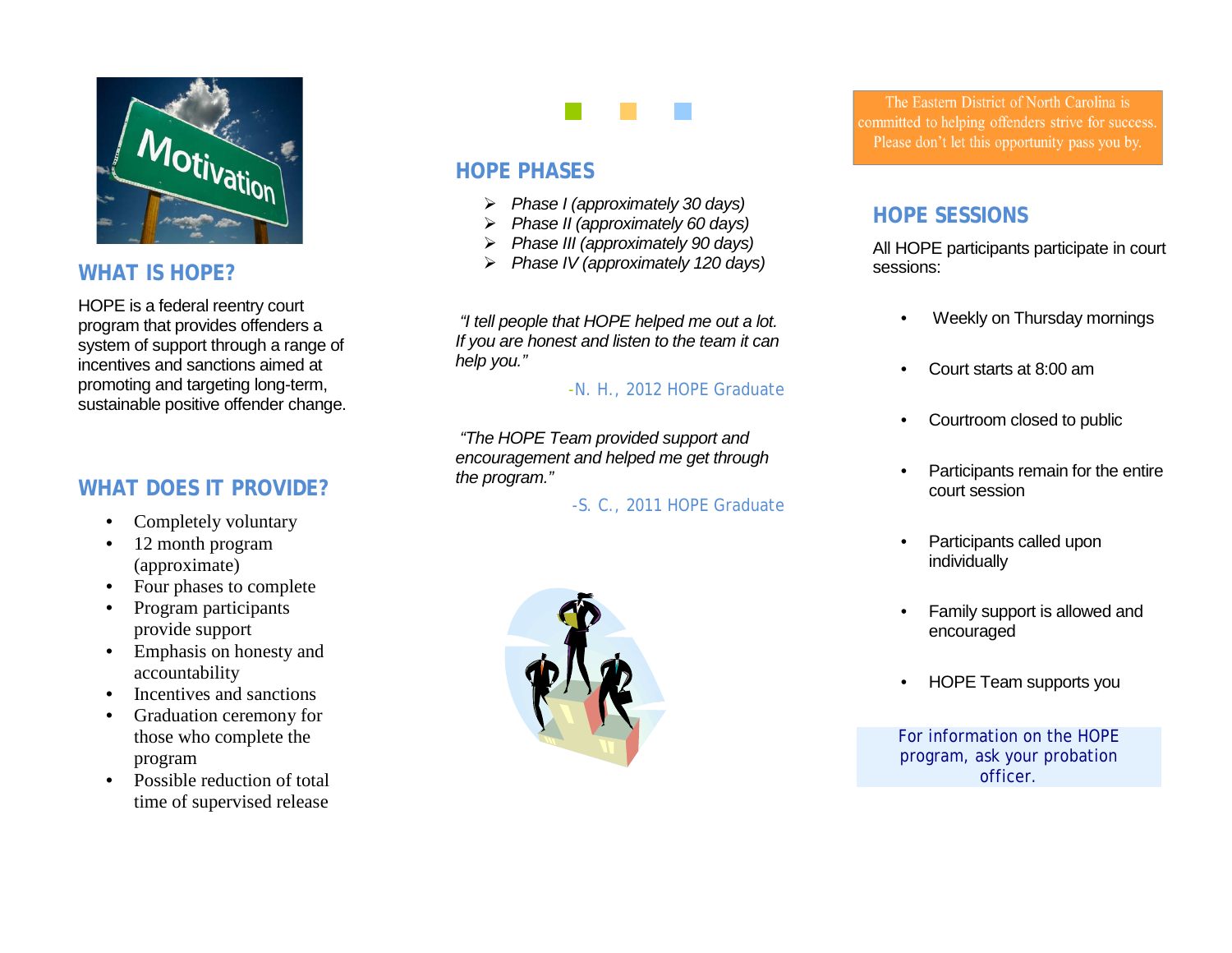## WHAT IS HOPE?

HOPE is a federal reentry court program that provides offenders a system of support through a range of incentives and sanctions aimed at promoting and targeting long-term, sustainable positive offender change.

## WHAT DOES IT PROVIDE?

- Completely voluntary
- 12 month program (approximate)
- Four phases to complete
- Program participants provide support
- Emphasis on honesty and accountability
- Incentives and sanctions
- Graduation ceremony for those who complete the program
- Possible reduction of total time of supervised release

## HOPE PHASES

- *Phase I (approximately 30 days)*
- *Phase II (approximately 60 days)*
- *Phase III (approximately 90 days)*
- *Phase IV (approximately 120 days)*

*"I tell people that HOPE helped me out a lot. If you are honest and listen to the team it can help you."*

-N. H., 2012 HOPE Graduate

*"The HOPE Team provided support and encouragement and helped me get through the program."*

-S. C., 2011 HOPE Graduate

The Eastern District of North Carolina is committed to helping offenders strive for success. Please don't let this opportunity pass you by.

## HOPE SESSIONS

All HOPE participants participate in court sessions:

- Weekly on Thursday mornings
- Court starts at 8:00 am
- Courtroom closed to public
- Participants remain for the entire court session
- Participants called upon individually
- Family support is allowed and encouraged
- HOPE Team supports you

For information on the HOPE program, ask your probation officer.